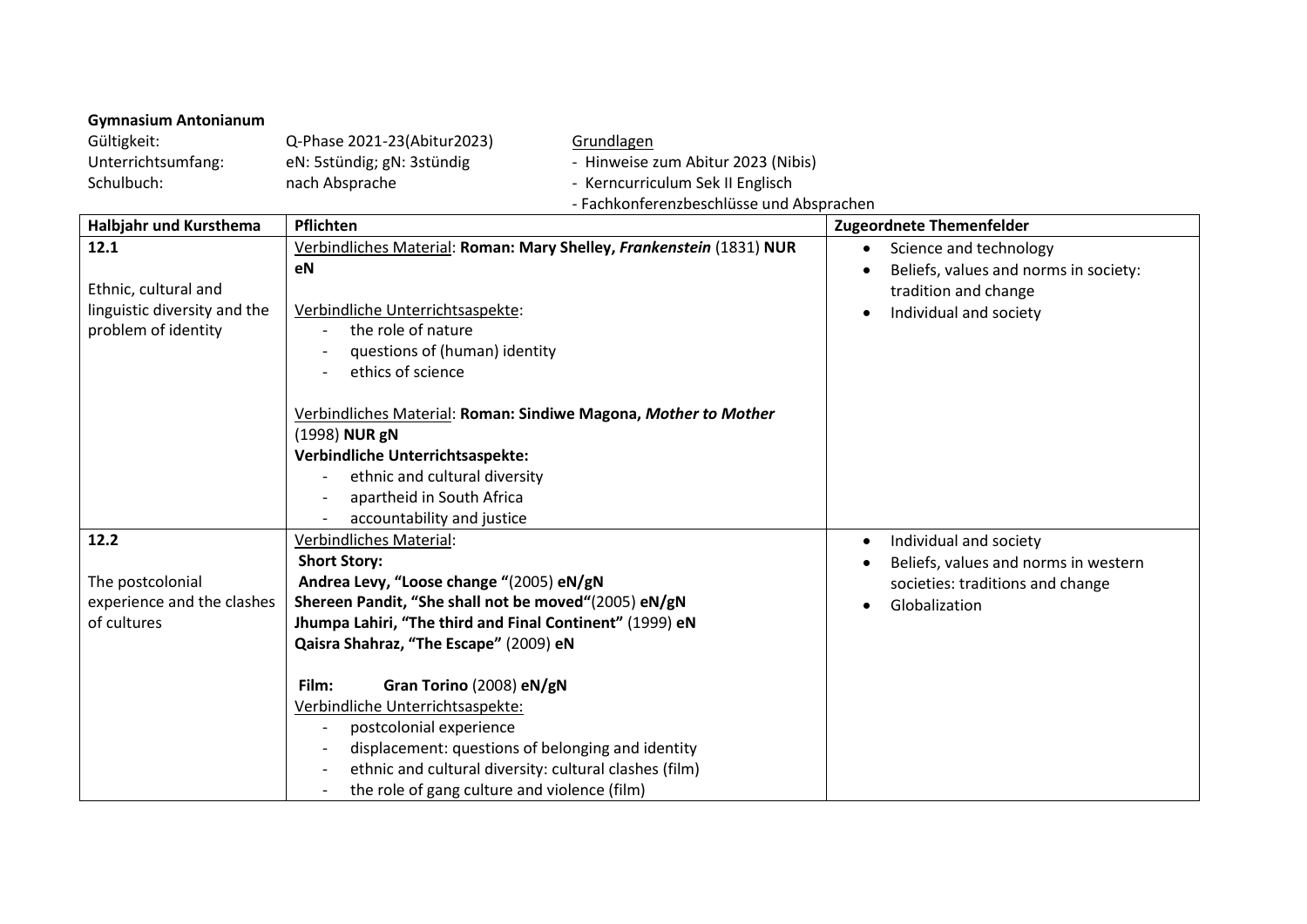**Gymnasium Antonianum**

| | | |
|---|---|---|
| Gültigkeit: | Q-Phase 2021-23(Abitur2023) | Grundlagen |
| Unterrichtsumfang: | eN: 5stündig; gN: 3stündig | - Hinweise zum Abitur 2023 (Nibis) |
| Schulbuch: | nach Absprache | - Kerncurriculum Sek II Englisch |
| | | - Fachkonferenzbeschlüsse und Absprachen |

| Halbjahr und Kursthema | Pflichten | Zugeordnete Themenfelder |
|---|---|---|
| **12.1**<br><br>Ethnic, cultural and linguistic diversity and the problem of identity | Verbindliches Material: **Roman: Mary Shelley, *Frankenstein*** (1831) **NUR eN**<br><br>Verbindliche Unterrichtsaspekte:<br>- the role of nature<br>- questions of (human) identity<br>- ethics of science<br><br>Verbindliches Material: **Roman: Sindiwe Magona, *Mother to Mother*** (1998) **NUR gN**<br>**Verbindliche Unterrichtsaspekte:**<br>- ethnic and cultural diversity<br>- apartheid in South Africa<br>- accountability and justice | • Science and technology<br>• Beliefs, values and norms in society: tradition and change<br>• Individual and society |
| **12.2**<br><br>The postcolonial experience and the clashes of cultures | Verbindliches Material:<br>**Short Story:**<br>**Andrea Levy, "Loose change "**(2005) **eN/gN**<br>**Shereen Pandit, "She shall not be moved"**(2005) **eN/gN**<br>**Jhumpa Lahiri, "The third and Final Continent"** (1999) **eN**<br>**Qaisra Shahraz, "The Escape"** (2009) **eN**<br><br>**Film: Gran Torino** (2008) **eN/gN**<br>Verbindliche Unterrichtsaspekte:<br>- postcolonial experience<br>- displacement: questions of belonging and identity<br>- ethnic and cultural diversity: cultural clashes (film)<br>- the role of gang culture and violence (film) | • Individual and society<br>• Beliefs, values and norms in western societies: traditions and change<br>• Globalization |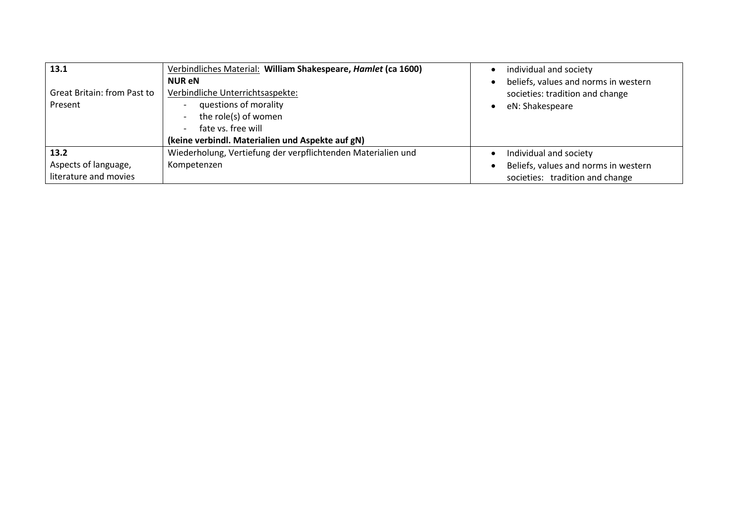| | | |
|---|---|---|
| **13.1**<br><br>Great Britain: from Past to Present | Verbindliches Material: **William Shakespeare, *Hamlet* (ca 1600)**<br>**NUR eN**<br>Verbindliche Unterrichtsaspekte:<br>- questions of morality<br>- the role(s) of women<br>- fate vs. free will<br>**(keine verbindl. Materialien und Aspekte auf gN)** | • individual and society<br>• beliefs, values and norms in western societies: tradition and change<br>• eN: Shakespeare |
| **13.2**<br>Aspects of language, literature and movies | Wiederholung, Vertiefung der verpflichtenden Materialien und Kompetenzen | • Individual and society<br>• Beliefs, values and norms in western societies: tradition and change |